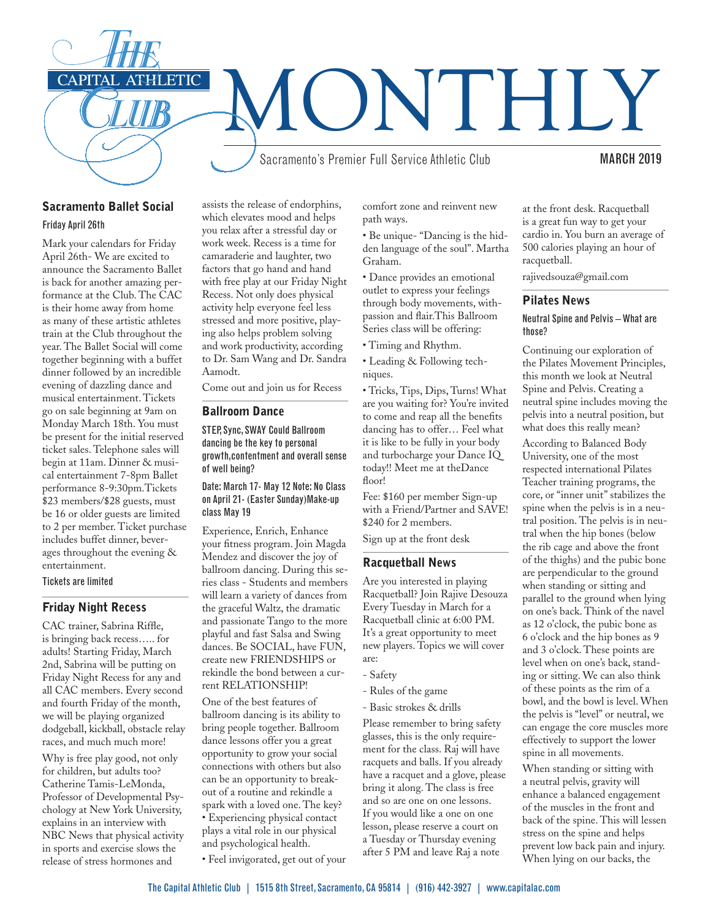# The Capital Athletic Club MONTHLY

Sacramento's Premier Full Service Athletic Club

MARCH 2019

## Sacramento Ballet Social

Friday April 26th

Mark your calendars for Friday April 26th- We are excited to announce the Sacramento Ballet is back for another amazing performance at the Club. The CAC is their home away from home as many of these artistic athletes train at the Club throughout the year. The Ballet Social will come together beginning with a buffet dinner followed by an incredible evening of dazzling dance and musical entertainment. Tickets go on sale beginning at 9am on Monday March 18th. You must be present for the initial reserved ticket sales. Telephone sales will begin at 11am. Dinner & musical entertainment 7-8pm Ballet performance 8-9:30pm.Tickets $23 members/$28 guests, must be 16 or older guests are limited to 2 per member. Ticket purchase includes buffet dinner, beverages throughout the evening & entertainment.

Tickets are limited

## Friday Night Recess

CAC trainer, Sabrina Riffle, is bringing back recess….. for adults! Starting Friday, March 2nd, Sabrina will be putting on Friday Night Recess for any and all CAC members. Every second and fourth Friday of the month, we will be playing organized dodgeball, kickball, obstacle relay races, and much much more!

Why is free play good, not only for children, but adults too? Catherine Tamis-LeMonda, Professor of Developmental Psychology at New York University, explains in an interview with NBC News that physical activity in sports and exercise slows the release of stress hormones and assists the release of endorphins, which elevates mood and helps you relax after a stressful day or work week. Recess is a time for camaraderie and laughter, two factors that go hand and hand with free play at our Friday Night Recess. Not only does physical activity help everyone feel less stressed and more positive, playing also helps problem solving and work productivity, according to Dr. Sam Wang and Dr. Sandra Aamodt.

Come out and join us for Recess

## Ballroom Dance

STEP, Sync, SWAY Could Ballroom dancing be the key to personal growth,contentment and overall sense of well being?

Date: March 17- May 12 Note: No Class on April 21- (Easter Sunday)Make-up class May 19

Experience, Enrich, Enhance your fitness program. Join Magda Mendez and discover the joy of ballroom dancing. During this series class - Students and members will learn a variety of dances from the graceful Waltz, the dramatic and passionate Tango to the more playful and fast Salsa and Swing dances. Be SOCIAL, have FUN, create new FRIENDSHIPS or rekindle the bond between a current RELATIONSHIP!

One of the best features of ballroom dancing is its ability to bring people together. Ballroom dance lessons offer you a great opportunity to grow your social connections with others but also can be an opportunity to break-out of a routine and rekindle a spark with a loved one. The key?

- Experiencing physical contact plays a vital role in our physical and psychological health.
- Feel invigorated, get out of your comfort zone and reinvent new path ways.
- Be unique- "Dancing is the hidden language of the soul". Martha Graham.
- Dance provides an emotional outlet to express your feelings through body movements, with-passion and flair.This Ballroom Series class will be offering:
- Timing and Rhythm.
- Leading & Following techniques.
- Tricks, Tips, Dips, Turns! What are you waiting for? You're invited to come and reap all the benefits dancing has to offer… Feel what it is like to be fully in your body and turbocharge your Dance IQ today!! Meet me at theDance floor!

Fee: $160 per member Sign-up with a Friend/Partner and SAVE! $240 for 2 members.

Sign up at the front desk

## Racquetball News

Are you interested in playing Racquetball? Join Rajive Desouza Every Tuesday in March for a Racquetball clinic at 6:00 PM. It's a great opportunity to meet new players. Topics we will cover are:

- Safety
- Rules of the game
- Basic strokes & drills

Please remember to bring safety glasses, this is the only requirement for the class. Raj will have racquets and balls. If you already have a racquet and a glove, please bring it along. The class is free and so are one on one lessons. If you would like a one on one lesson, please reserve a court on a Tuesday or Thursday evening after 5 PM and leave Raj a note at the front desk. Racquetball is a great fun way to get your cardio in. You burn an average of 500 calories playing an hour of racquetball.

rajivedsouza@gmail.com

## Pilates News

Neutral Spine and Pelvis – What are those?

Continuing our exploration of the Pilates Movement Principles, this month we look at Neutral Spine and Pelvis. Creating a neutral spine includes moving the pelvis into a neutral position, but what does this really mean?

According to Balanced Body University, one of the most respected international Pilates Teacher training programs, the core, or "inner unit" stabilizes the spine when the pelvis is in a neutral position. The pelvis is in neutral when the hip bones (below the rib cage and above the front of the thighs) and the pubic bone are perpendicular to the ground when standing or sitting and parallel to the ground when lying on one's back. Think of the navel as 12 o'clock, the pubic bone as 6 o'clock and the hip bones as 9 and 3 o'clock. These points are level when on one's back, standing or sitting. We can also think of these points as the rim of a bowl, and the bowl is level. When the pelvis is "level" or neutral, we can engage the core muscles more effectively to support the lower spine in all movements.

When standing or sitting with a neutral pelvis, gravity will enhance a balanced engagement of the muscles in the front and back of the spine. This will lessen stress on the spine and helps prevent low back pain and injury. When lying on our backs, the

The Capital Athletic Club | 1515 8th Street, Sacramento, CA 95814 | (916) 442-3927 | www.capitalac.com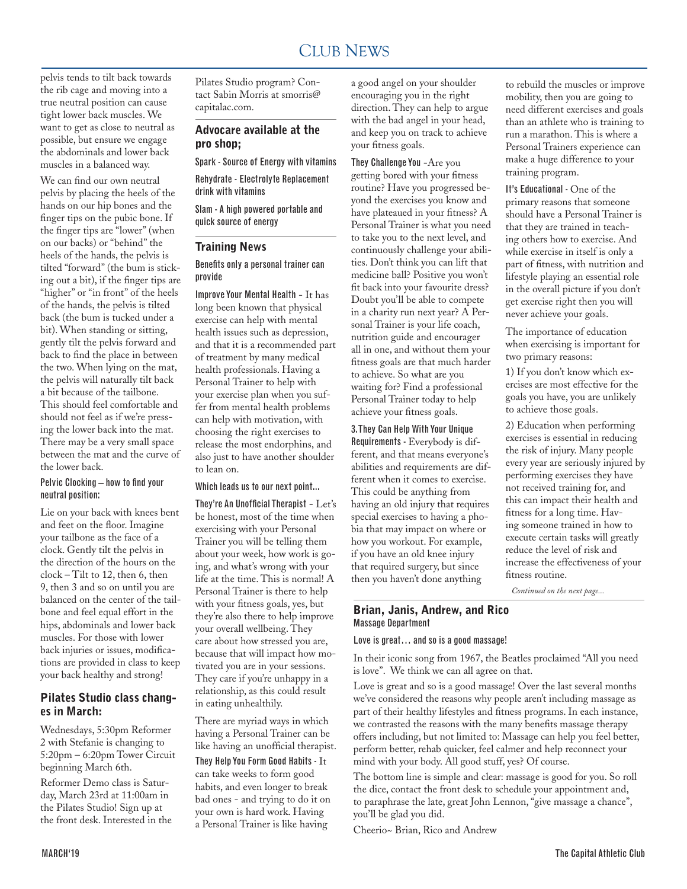pelvis tends to tilt back towards the rib cage and moving into a true neutral position can cause tight lower back muscles. We want to get as close to neutral as possible, but ensure we engage the abdominals and lower back muscles in a balanced way.

We can find our own neutral pelvis by placing the heels of the hands on our hip bones and the finger tips on the pubic bone. If the finger tips are "lower" (when on our backs) or "behind" the heels of the hands, the pelvis is tilted "forward" (the bum is sticking out a bit), if the finger tips are "higher" or "in front" of the heels of the hands, the pelvis is tilted back (the bum is tucked under a bit). When standing or sitting, gently tilt the pelvis forward and back to find the place in between the two. When lying on the mat, the pelvis will naturally tilt back a bit because of the tailbone. This should feel comfortable and should not feel as if we're pressing the lower back into the mat. There may be a very small space between the mat and the curve of the lower back.

**Pelvic Clocking – how to find your neutral position:**

Lie on your back with knees bent and feet on the floor. Imagine your tailbone as the face of a clock. Gently tilt the pelvis in the direction of the hours on the clock – Tilt to 12, then 6, then 9, then 3 and so on until you are balanced on the center of the tailbone and feel equal effort in the hips, abdominals and lower back muscles. For those with lower back injuries or issues, modifications are provided in class to keep your back healthy and strong!

## Pilates Studio class changes in March:

Wednesdays, 5:30pm Reformer 2 with Stefanie is changing to 5:20pm – 6:20pm Tower Circuit beginning March 6th.

Reformer Demo class is Saturday, March 23rd at 11:00am in the Pilates Studio! Sign up at the front desk. Interested in the Pilates Studio program? Contact Sabin Morris at smorris@capitalac.com.

## Advocare available at the pro shop;

**Spark - Source of Energy with vitamins**

**Rehydrate - Electrolyte Replacement drink with vitamins**

**Slam - A high powered portable and quick source of energy**

## Training News

**Benefits only a personal trainer can provide**

**Improve Your Mental Health** - It has long been known that physical exercise can help with mental health issues such as depression, and that it is a recommended part of treatment by many medical health professionals. Having a Personal Trainer to help with your exercise plan when you suffer from mental health problems can help with motivation, with choosing the right exercises to release the most endorphins, and also just to have another shoulder to lean on.

**Which leads us to our next point...**

**They're An Unofficial Therapist** - Let's be honest, most of the time when exercising with your Personal Trainer you will be telling them about your week, how work is going, and what's wrong with your life at the time. This is normal! A Personal Trainer is there to help with your fitness goals, yes, but they're also there to help improve your overall wellbeing. They care about how stressed you are, because that will impact how motivated you are in your sessions. They care if you're unhappy in a relationship, as this could result in eating unhealthily.

There are myriad ways in which having a Personal Trainer can be like having an unofficial therapist.

**They Help You Form Good Habits** - It can take weeks to form good habits, and even longer to break bad ones - and trying to do it on your own is hard work. Having a Personal Trainer is like having a good angel on your shoulder encouraging you in the right direction. They can help to argue with the bad angel in your head, and keep you on track to achieve your fitness goals.

**They Challenge You** -Are you getting bored with your fitness routine? Have you progressed beyond the exercises you know and have plateaued in your fitness? A Personal Trainer is what you need to take you to the next level, and continuously challenge your abilities. Don't think you can lift that medicine ball? Positive you won't fit back into your favourite dress? Doubt you'll be able to compete in a charity run next year? A Personal Trainer is your life coach, nutrition guide and encourager all in one, and without them your fitness goals are that much harder to achieve. So what are you waiting for? Find a professional Personal Trainer today to help achieve your fitness goals.

**3.They Can Help With Your Unique Requirements** - Everybody is different, and that means everyone's abilities and requirements are different when it comes to exercise. This could be anything from having an old injury that requires special exercises to having a phobia that may impact on where or how you workout. For example, if you have an old knee injury that required surgery, but since then you haven't done anything to rebuild the muscles or improve mobility, then you are going to need different exercises and goals than an athlete who is training to run a marathon. This is where a Personal Trainers experience can make a huge difference to your training program.

**It's Educational** - One of the primary reasons that someone should have a Personal Trainer is that they are trained in teaching others how to exercise. And while exercise in itself is only a part of fitness, with nutrition and lifestyle playing an essential role in the overall picture if you don't get exercise right then you will never achieve your goals.

The importance of education when exercising is important for two primary reasons:

1) If you don't know which exercises are most effective for the goals you have, you are unlikely to achieve those goals.

2) Education when performing exercises is essential in reducing the risk of injury. Many people every year are seriously injured by performing exercises they have not received training for, and this can impact their health and fitness for a long time. Having someone trained in how to execute certain tasks will greatly reduce the level of risk and increase the effectiveness of your fitness routine.

*Continued on the next page...*

## Brian, Janis, Andrew, and Rico

**Massage Department**

**Love is great… and so is a good massage!**

In their iconic song from 1967, the Beatles proclaimed "All you need is love". We think we can all agree on that.

Love is great and so is a good massage! Over the last several months we've considered the reasons why people aren't including massage as part of their healthy lifestyles and fitness programs. In each instance, we contrasted the reasons with the many benefits massage therapy offers including, but not limited to: Massage can help you feel better, perform better, rehab quicker, feel calmer and help reconnect your mind with your body. All good stuff, yes? Of course.

The bottom line is simple and clear: massage is good for you. So roll the dice, contact the front desk to schedule your appointment and, to paraphrase the late, great John Lennon, "give massage a chance", you'll be glad you did.

Cheerio~ Brian, Rico and Andrew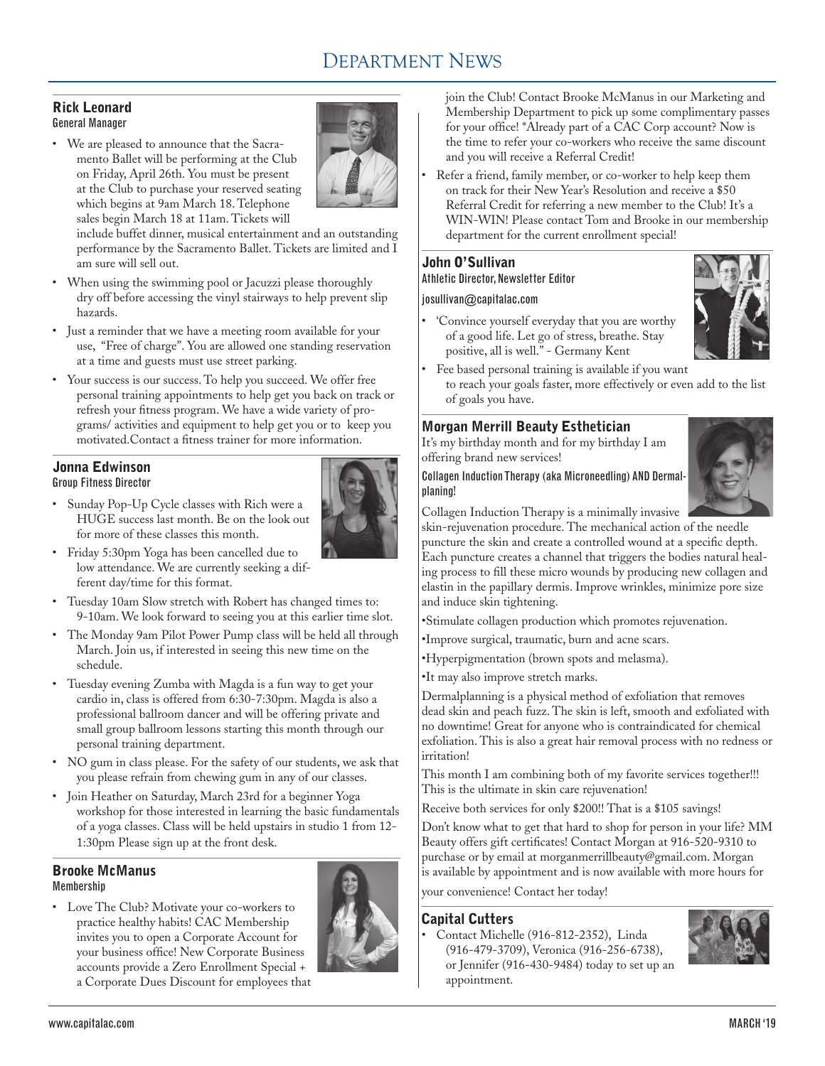# Department News

## Rick Leonard
**General Manager**

- We are pleased to announce that the Sacramento Ballet will be performing at the Club on Friday, April 26th. You must be present at the Club to purchase your reserved seating which begins at 9am March 18. Telephone sales begin March 18 at 11am. Tickets will include buffet dinner, musical entertainment and an outstanding performance by the Sacramento Ballet. Tickets are limited and I am sure will sell out.
- When using the swimming pool or Jacuzzi please thoroughly dry off before accessing the vinyl stairways to help prevent slip hazards.
- Just a reminder that we have a meeting room available for your use, "Free of charge". You are allowed one standing reservation at a time and guests must use street parking.
- Your success is our success. To help you succeed. We offer free personal training appointments to help get you back on track or refresh your fitness program. We have a wide variety of programs/ activities and equipment to help get you or to keep you motivated.Contact a fitness trainer for more information.

## Jonna Edwinson
**Group Fitness Director**

- Sunday Pop-Up Cycle classes with Rich were a HUGE success last month. Be on the look out for more of these classes this month.
- Friday 5:30pm Yoga has been cancelled due to low attendance. We are currently seeking a different day/time for this format.
- Tuesday 10am Slow stretch with Robert has changed times to: 9-10am. We look forward to seeing you at this earlier time slot.
- The Monday 9am Pilot Power Pump class will be held all through March. Join us, if interested in seeing this new time on the schedule.
- Tuesday evening Zumba with Magda is a fun way to get your cardio in, class is offered from 6:30-7:30pm. Magda is also a professional ballroom dancer and will be offering private and small group ballroom lessons starting this month through our personal training department.
- NO gum in class please. For the safety of our students, we ask that you please refrain from chewing gum in any of our classes.
- Join Heather on Saturday, March 23rd for a beginner Yoga workshop for those interested in learning the basic fundamentals of a yoga classes. Class will be held upstairs in studio 1 from 12-1:30pm Please sign up at the front desk.

## Brooke McManus
**Membership**

- Love The Club? Motivate your co-workers to practice healthy habits! CAC Membership invites you to open a Corporate Account for your business office! New Corporate Business accounts provide a Zero Enrollment Special + a Corporate Dues Discount for employees that join the Club! Contact Brooke McManus in our Marketing and Membership Department to pick up some complimentary passes for your office! *Already part of a CAC Corp account? Now is the time to refer your co-workers who receive the same discount and you will receive a Referral Credit!
- Refer a friend, family member, or co-worker to help keep them on track for their New Year's Resolution and receive a $50 Referral Credit for referring a new member to the Club! It's a WIN-WIN! Please contact Tom and Brooke in our membership department for the current enrollment special!

## John O'Sullivan
**Athletic Director, Newsletter Editor**

josullivan@capitalac.com

- 'Convince yourself everyday that you are worthy of a good life. Let go of stress, breathe. Stay positive, all is well." - Germany Kent
- Fee based personal training is available if you want to reach your goals faster, more effectively or even add to the list of goals you have.

## Morgan Merrill Beauty Esthetician

It's my birthday month and for my birthday I am offering brand new services!

**Collagen Induction Therapy (aka Microneedling) AND Dermalplaning!**

Collagen Induction Therapy is a minimally invasive skin-rejuvenation procedure. The mechanical action of the needle puncture the skin and create a controlled wound at a specific depth. Each puncture creates a channel that triggers the bodies natural healing process to fill these micro wounds by producing new collagen and elastin in the papillary dermis. Improve wrinkles, minimize pore size and induce skin tightening.

•Stimulate collagen production which promotes rejuvenation.

•Improve surgical, traumatic, burn and acne scars.

•Hyperpigmentation (brown spots and melasma).

•It may also improve stretch marks.

Dermalplanning is a physical method of exfoliation that removes dead skin and peach fuzz. The skin is left, smooth and exfoliated with no downtime! Great for anyone who is contraindicated for chemical exfoliation. This is also a great hair removal process with no redness or irritation!

This month I am combining both of my favorite services together!!! This is the ultimate in skin care rejuvenation!

Receive both services for only $200!! That is a $105 savings!

Don't know what to get that hard to shop for person in your life? MM Beauty offers gift certificates! Contact Morgan at 916-520-9310 to purchase or by email at morganmerrillbeauty@gmail.com. Morgan is available by appointment and is now available with more hours for your convenience! Contact her today!

## Capital Cutters

- Contact Michelle (916-812-2352), Linda (916-479-3709), Veronica (916-256-6738), or Jennifer (916-430-9484) today to set up an appointment.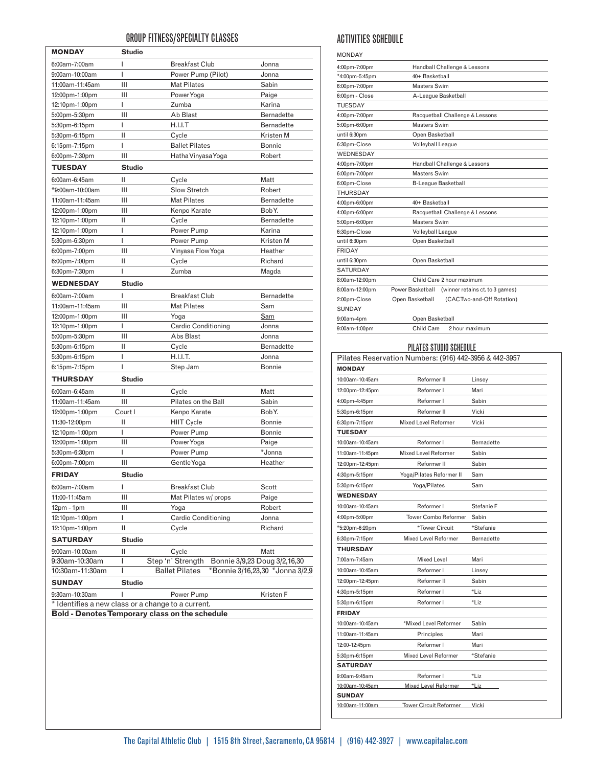## GROUP FITNESS/SPECIALTY CLASSES

| | | | |
|---|---|---|---|
| **MONDAY** | **Studio** | | |
| 6:00am-7:00am | I | Breakfast Club | Jonna |
| 9:00am-10:00am | I | Power Pump (Pilot) | Jonna |
| 11:00am-11:45am | III | Mat Pilates | Sabin |
| 12:00pm-1:00pm | III | Power Yoga | Paige |
| 12:10pm-1:00pm | I | Zumba | Karina |
| 5:00pm-5:30pm | III | Ab Blast | Bernadette |
| 5:30pm-6:15pm | I | H.I.I.T | Bernadette |
| 5:30pm-6:15pm | II | Cycle | Kristen M |
| 6:15pm-7:15pm | I | Ballet Pilates | Bonnie |
| 6:00pm-7:30pm | III | Hatha Vinyasa Yoga | Robert |
| **TUESDAY** | **Studio** | | |
| 6:00am-6:45am | II | Cycle | Matt |
| *9:00am-10:00am | III | Slow Stretch | Robert |
| 11:00am-11:45am | III | Mat Pilates | Bernadette |
| 12:00pm-1:00pm | III | Kenpo Karate | Bob Y. |
| 12:10pm-1:00pm | II | Cycle | Bernadette |
| 12:10pm-1:00pm | I | Power Pump | Karina |
| 5:30pm-6:30pm | I | Power Pump | Kristen M |
| 6:00pm-7:00pm | III | Vinyasa Flow Yoga | Heather |
| 6:00pm-7:00pm | II | Cycle | Richard |
| 6:30pm-7:30pm | I | Zumba | Magda |
| **WEDNESDAY** | **Studio** | | |
| 6:00am-7:00am | I | Breakfast Club | Bernadette |
| 11:00am-11:45am | III | Mat Pilates | Sam |
| 12:00pm-1:00pm | III | Yoga | Sam |
| 12:10pm-1:00pm | I | Cardio Conditioning | Jonna |
| 5:00pm-5:30pm | III | Abs Blast | Jonna |
| 5:30pm-6:15pm | II | Cycle | Bernadette |
| 5:30pm-6:15pm | I | H.I.I.T. | Jonna |
| 6:15pm-7:15pm | I | Step Jam | Bonnie |
| **THURSDAY** | **Studio** | | |
| 6:00am-6:45am | II | Cycle | Matt |
| 11:00am-11:45am | III | Pilates on the Ball | Sabin |
| 12:00pm-1:00pm | Court I | Kenpo Karate | Bob Y. |
| 11:30-12:00pm | II | HIIT Cycle | Bonnie |
| 12:10pm-1:00pm | I | Power Pump | Bonnie |
| 12:00pm-1:00pm | III | Power Yoga | Paige |
| 5:30pm-6:30pm | I | Power Pump | *Jonna |
| 6:00pm-7:00pm | III | Gentle Yoga | Heather |
| **FRIDAY** | **Studio** | | |
| 6:00am-7:00am | I | Breakfast Club | Scott |
| 11:00-11:45am | III | Mat Pilates w/ props | Paige |
| 12pm - 1pm | III | Yoga | Robert |
| 12:10pm-1:00pm | I | Cardio Conditioning | Jonna |
| 12:10pm-1:00pm | II | Cycle | Richard |
| **SATURDAY** | **Studio** | | |
| 9:00am-10:00am | II | Cycle | Matt |
| 9:30am-10:30am | I | Step 'n' Strength | Bonnie 3/9,23 Doug 3/2,16,30 |
| 10:30am-11:30am | I | Ballet Pilates | *Bonnie 3/16,23,30 *Jonna 3/2,9 |
| **SUNDAY** | **Studio** | | |
| 9:30am-10:30am | I | Power Pump | Kristen F |

\* Identifies a new class or a change to a current.

**Bold - Denotes Temporary class on the schedule**

## ACTIVITIES SCHEDULE

| | |
|---|---|
| MONDAY | |
| 4:00pm-7:00pm | Handball Challenge & Lessons |
| *4:00pm-5:45pm | 40+ Basketball |
| 6:00pm-7:00pm | Masters Swim |
| 6:00pm - Close | A-League Basketball |
| TUESDAY | |
| 4:00pm-7:00pm | Racquetball Challenge & Lessons |
| 5:00pm-6:00pm | Masters Swim |
| until 6:30pm | Open Basketball |
| 6:30pm-Close | Volleyball League |
| WEDNESDAY | |
| 4:00pm-7:00pm | Handball Challenge & Lessons |
| 6:00pm-7:00pm | Masters Swim |
| 6:00pm-Close | B-League Basketball |
| THURSDAY | |
| 4:00pm-6:00pm | 40+ Basketball |
| 4:00pm-6:00pm | Racquetball Challenge & Lessons |
| 5:00pm-6:00pm | Masters Swim |
| 6:30pm-Close | Volleyball League |
| until 6:30pm | Open Basketball |
| FRIDAY | |
| until 6:30pm | Open Basketball |
| SATURDAY | |
| 8:00am-12:00pm | Child Care 2 hour maximum |
| 8:00am-12:00pm | Power Basketball (winner retains ct. to 3 games) |
| 2:00pm-Close | Open Basketball (CAC Two-and-Off Rotation) |
| SUNDAY | |
| 9:00am-4pm | Open Basketball |
| 9:00am-1:00pm | Child Care 2 hour maximum |

## PILATES STUDIO SCHEDULE

Pilates Reservation Numbers: (916) 442-3956 & 442-3957

| | | |
|---|---|---|
| **MONDAY** | | |
| 10:00am-10:45am | Reformer II | Linsey |
| 12:00pm-12:45pm | Reformer I | Mari |
| 4:00pm-4:45pm | Reformer I | Sabin |
| 5:30pm-6:15pm | Reformer II | Vicki |
| 6:30pm-7:15pm | Mixed Level Reformer | Vicki |
| **TUESDAY** | | |
| 10:00am-10:45am | Reformer I | Bernadette |
| 11:00am-11:45pm | Mixed Level Reformer | Sabin |
| 12:00pm-12:45pm | Reformer II | Sabin |
| 4:30pm-5:15pm | Yoga/Pilates Reformer II | Sam |
| 5:30pm-6:15pm | Yoga/Pilates | Sam |
| **WEDNESDAY** | | |
| 10:00am-10:45am | Reformer I | Stefanie F |
| 4:00pm-5:00pm | Tower Combo Reformer | Sabin |
| *5:20pm-6:20pm | *Tower Circuit | *Stefanie |
| 6:30pm-7:15pm | Mixed Level Reformer | Bernadette |
| **THURSDAY** | | |
| 7:00am-7:45am | Mixed Level | Mari |
| 10:00am-10:45am | Reformer I | Linsey |
| 12:00pm-12:45pm | Reformer II | Sabin |
| 4:30pm-5:15pm | Reformer I | *Liz |
| 5:30pm-6:15pm | Reformer I | *Liz |
| **FRIDAY** | | |
| 10:00am-10:45am | *Mixed Level Reformer | Sabin |
| 11:00am-11:45am | Principles | Mari |
| 12:00-12:45pm | Reformer I | Mari |
| 5:30pm-6:15pm | Mixed Level Reformer | *Stefanie |
| **SATURDAY** | | |
| 9:00am-9:45am | Reformer I | *Liz |
| 10:00am-10:45am | Mixed Level Reformer | *Liz |
| **SUNDAY** | | |
| 10:00am-11:00am | Tower Circuit Reformer | Vicki |

The Capital Athletic Club | 1515 8th Street, Sacramento, CA 95814 | (916) 442-3927 | www.capitalac.com